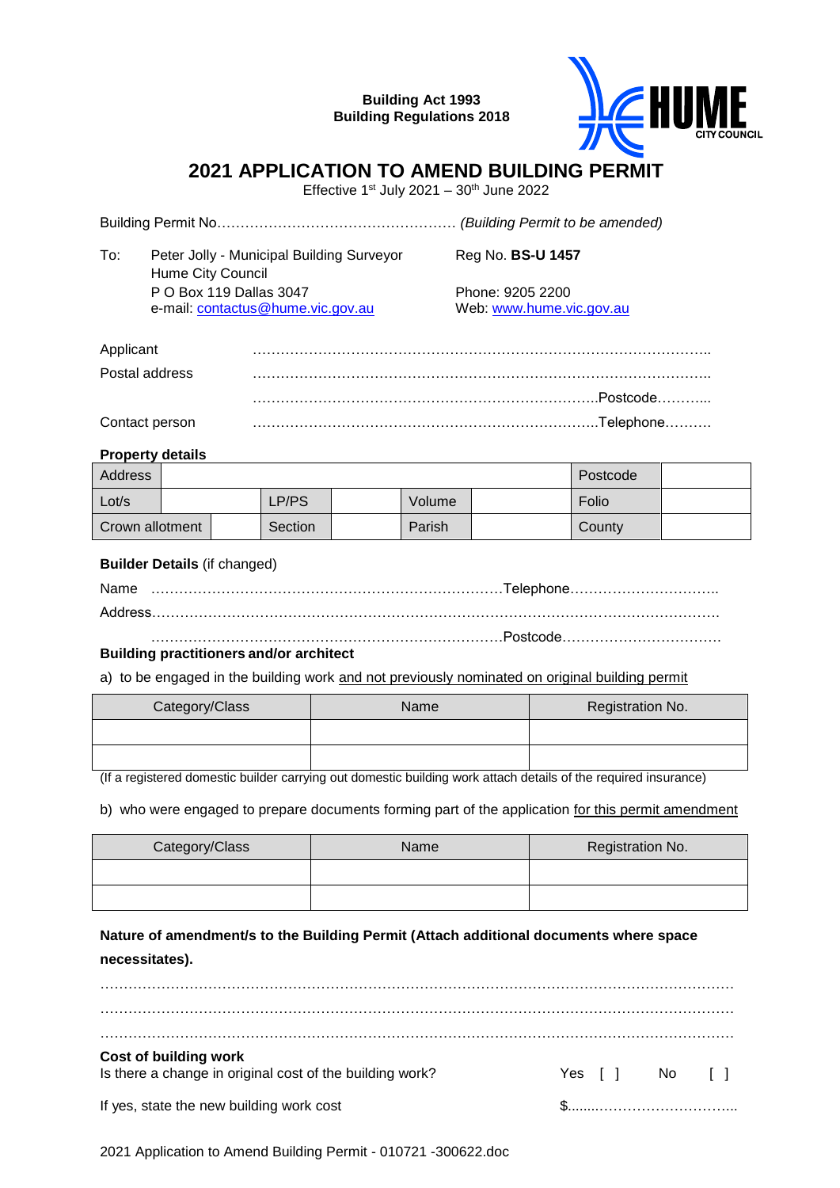**Building Act 1993**
**Building Regulations 2018**

# 2021 APPLICATION TO AMEND BUILDING PERMIT

Effective 1st July 2021 – 30th June 2022

Building Permit No…………………………………………… *(Building Permit to be amended)*

To: Peter Jolly - Municipal Building Surveyor
Hume City Council
P O Box 119 Dallas 3047
e-mail: contactus@hume.vic.gov.au

Reg No. **BS-U 1457**

Phone: 9205 2200
Web: www.hume.vic.gov.au

Applicant ……………………………………………………………………………………..

Postal address ……………………………………………………………………………………..

……………………………………………………………………..Postcode………...

Contact person ……………………………………………………………………..Telephone……….

**Property details**

| Address | | | | | | Postcode | |
|---|---|---|---|---|---|---|---|
| Lot/s | | LP/PS | | Volume | | Folio | |
| Crown allotment | | Section | | Parish | | County | |

**Builder Details** (if changed)

Name …………………………………………………………………Telephone…………………………..

Address…………………………………………………………………………………………………….

…………………………………………………………………Postcode……………………………

**Building practitioners and/or architect**

a) to be engaged in the building work and not previously nominated on original building permit

| Category/Class | Name | Registration No. |
|---|---|---|
| | | |
| | | |

(If a registered domestic builder carrying out domestic building work attach details of the required insurance)

b) who were engaged to prepare documents forming part of the application for this permit amendment

| Category/Class | Name | Registration No. |
|---|---|---|
| | | |
| | | |

**Nature of amendment/s to the Building Permit (Attach additional documents where space necessitates).**

………………………………………………………………………………………………………………

………………………………………………………………………………………………………………

………………………………………………………………………………………………………………

**Cost of building work**

Is there a change in original cost of the building work? Yes [ ] No [ ]

If yes, state the new building work cost $........…………………………..

2021 Application to Amend Building Permit - 010721 -300622.doc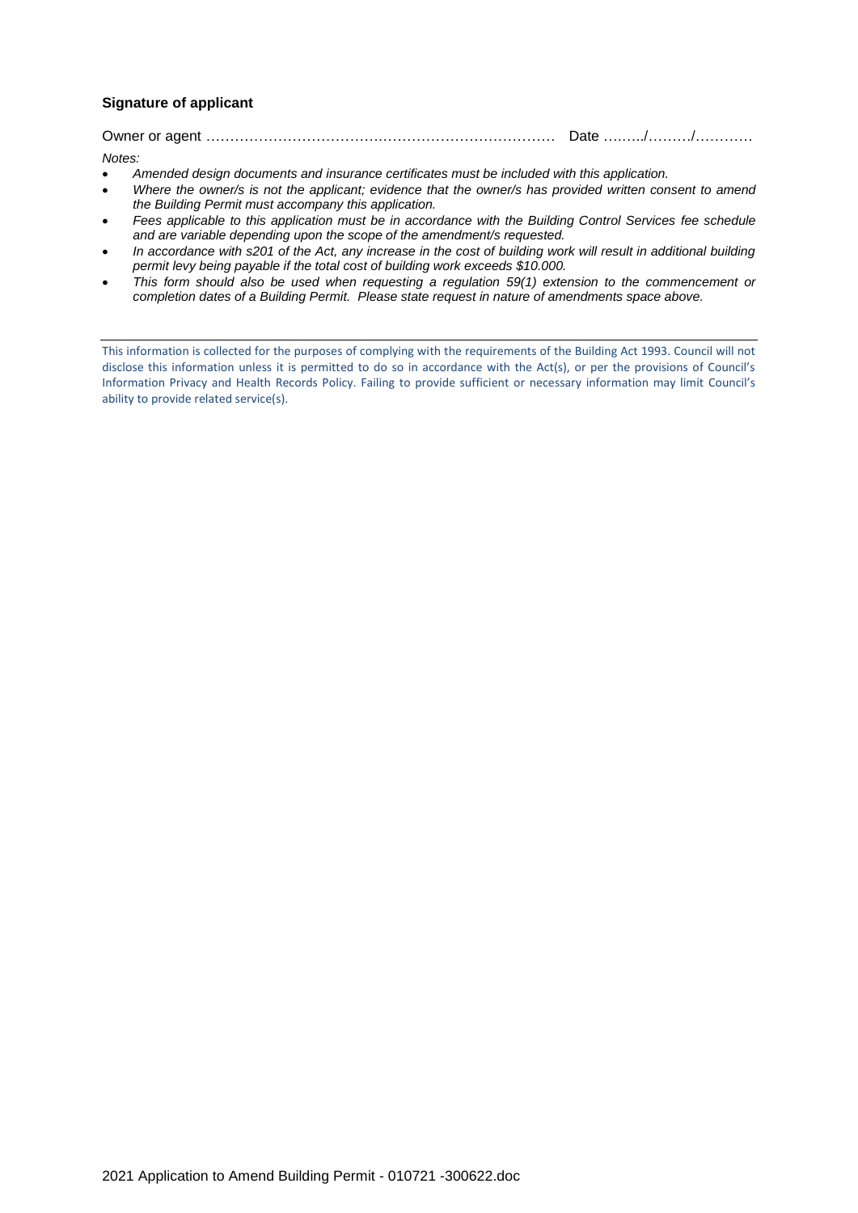**Signature of applicant**

Owner or agent ………………………………………………………………… Date ……../………/…………

*Notes:*

- *Amended design documents and insurance certificates must be included with this application.*
- *Where the owner/s is not the applicant; evidence that the owner/s has provided written consent to amend the Building Permit must accompany this application.*
- *Fees applicable to this application must be in accordance with the Building Control Services fee schedule and are variable depending upon the scope of the amendment/s requested.*
- *In accordance with s201 of the Act, any increase in the cost of building work will result in additional building permit levy being payable if the total cost of building work exceeds $10.000.*
- *This form should also be used when requesting a regulation 59(1) extension to the commencement or completion dates of a Building Permit. Please state request in nature of amendments space above.*

---

This information is collected for the purposes of complying with the requirements of the Building Act 1993. Council will not disclose this information unless it is permitted to do so in accordance with the Act(s), or per the provisions of Council's Information Privacy and Health Records Policy. Failing to provide sufficient or necessary information may limit Council's ability to provide related service(s).

2021 Application to Amend Building Permit - 010721 -300622.doc